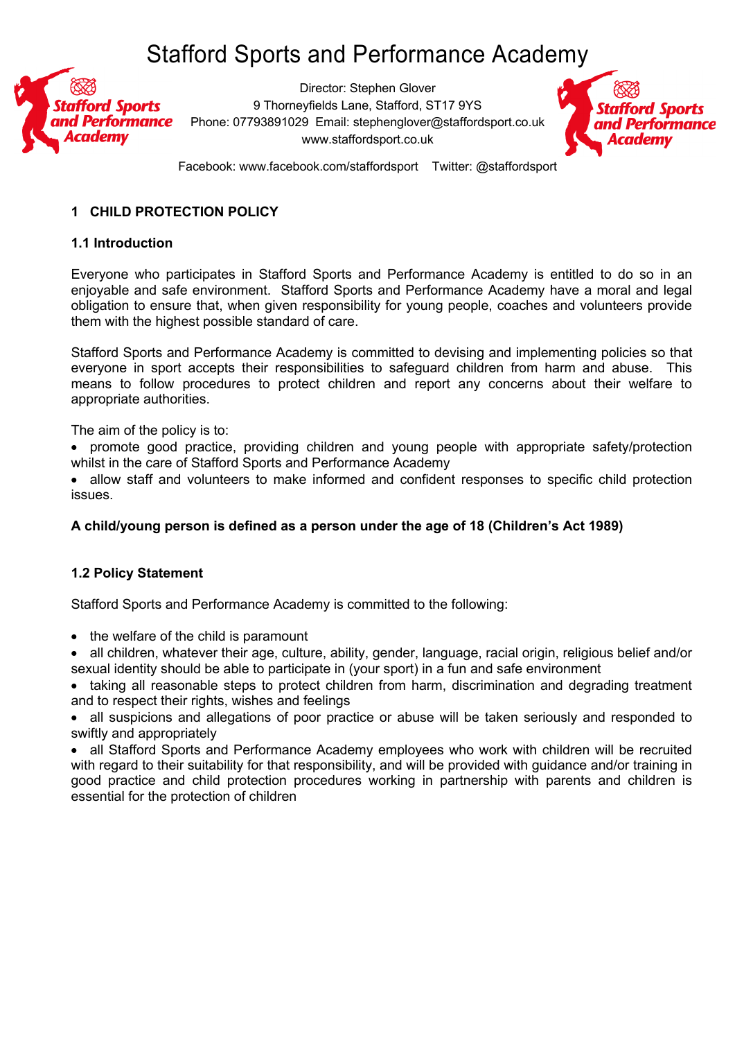# Stafford Sports and Performance Academy

Director: Stephen Glover
9 Thorneyfields Lane, Stafford, ST17 9YS
Phone: 07793891029 Email: stephenglover@staffordsport.co.uk
www.staffordsport.co.uk

Facebook: www.facebook.com/staffordsport Twitter: @staffordsport

## 1 CHILD PROTECTION POLICY

### 1.1 Introduction

Everyone who participates in Stafford Sports and Performance Academy is entitled to do so in an enjoyable and safe environment. Stafford Sports and Performance Academy have a moral and legal obligation to ensure that, when given responsibility for young people, coaches and volunteers provide them with the highest possible standard of care.

Stafford Sports and Performance Academy is committed to devising and implementing policies so that everyone in sport accepts their responsibilities to safeguard children from harm and abuse. This means to follow procedures to protect children and report any concerns about their welfare to appropriate authorities.

The aim of the policy is to:

- promote good practice, providing children and young people with appropriate safety/protection whilst in the care of Stafford Sports and Performance Academy
- allow staff and volunteers to make informed and confident responses to specific child protection issues.

**A child/young person is defined as a person under the age of 18 (Children's Act 1989)**

### 1.2 Policy Statement

Stafford Sports and Performance Academy is committed to the following:

- the welfare of the child is paramount
- all children, whatever their age, culture, ability, gender, language, racial origin, religious belief and/or sexual identity should be able to participate in (your sport) in a fun and safe environment
- taking all reasonable steps to protect children from harm, discrimination and degrading treatment and to respect their rights, wishes and feelings
- all suspicions and allegations of poor practice or abuse will be taken seriously and responded to swiftly and appropriately
- all Stafford Sports and Performance Academy employees who work with children will be recruited with regard to their suitability for that responsibility, and will be provided with guidance and/or training in good practice and child protection procedures working in partnership with parents and children is essential for the protection of children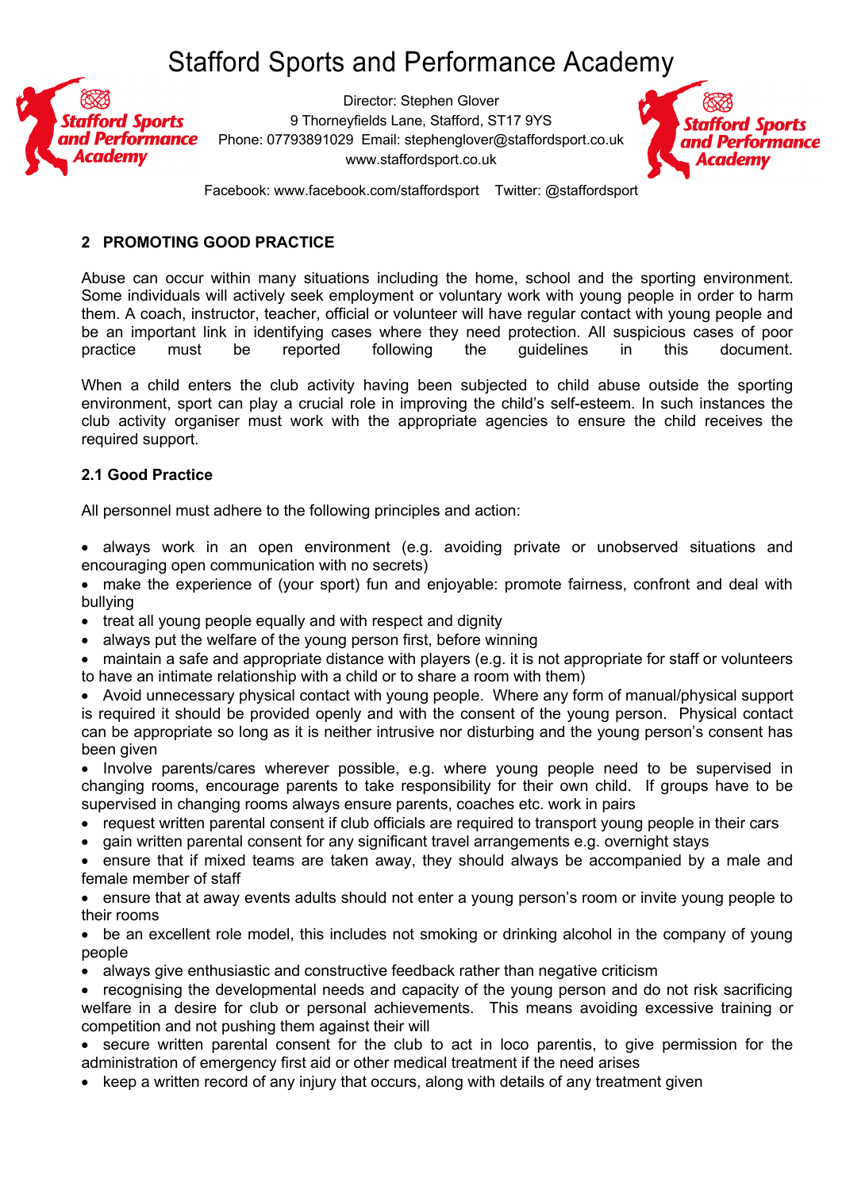# Stafford Sports and Performance Academy

Director: Stephen Glover
9 Thorneyfields Lane, Stafford, ST17 9YS
Phone: 07793891029 Email: stephenglover@staffordsport.co.uk
www.staffordsport.co.uk

Facebook: www.facebook.com/staffordsport Twitter: @staffordsport

## 2 PROMOTING GOOD PRACTICE

Abuse can occur within many situations including the home, school and the sporting environment. Some individuals will actively seek employment or voluntary work with young people in order to harm them. A coach, instructor, teacher, official or volunteer will have regular contact with young people and be an important link in identifying cases where they need protection. All suspicious cases of poor practice must be reported following the guidelines in this document.

When a child enters the club activity having been subjected to child abuse outside the sporting environment, sport can play a crucial role in improving the child's self-esteem. In such instances the club activity organiser must work with the appropriate agencies to ensure the child receives the required support.

### 2.1 Good Practice

All personnel must adhere to the following principles and action:

- always work in an open environment (e.g. avoiding private or unobserved situations and encouraging open communication with no secrets)
- make the experience of (your sport) fun and enjoyable: promote fairness, confront and deal with bullying
- treat all young people equally and with respect and dignity
- always put the welfare of the young person first, before winning
- maintain a safe and appropriate distance with players (e.g. it is not appropriate for staff or volunteers to have an intimate relationship with a child or to share a room with them)
- Avoid unnecessary physical contact with young people. Where any form of manual/physical support is required it should be provided openly and with the consent of the young person. Physical contact can be appropriate so long as it is neither intrusive nor disturbing and the young person's consent has been given
- Involve parents/cares wherever possible, e.g. where young people need to be supervised in changing rooms, encourage parents to take responsibility for their own child. If groups have to be supervised in changing rooms always ensure parents, coaches etc. work in pairs
- request written parental consent if club officials are required to transport young people in their cars
- gain written parental consent for any significant travel arrangements e.g. overnight stays
- ensure that if mixed teams are taken away, they should always be accompanied by a male and female member of staff
- ensure that at away events adults should not enter a young person's room or invite young people to their rooms
- be an excellent role model, this includes not smoking or drinking alcohol in the company of young people
- always give enthusiastic and constructive feedback rather than negative criticism
- recognising the developmental needs and capacity of the young person and do not risk sacrificing welfare in a desire for club or personal achievements. This means avoiding excessive training or competition and not pushing them against their will
- secure written parental consent for the club to act in loco parentis, to give permission for the administration of emergency first aid or other medical treatment if the need arises
- keep a written record of any injury that occurs, along with details of any treatment given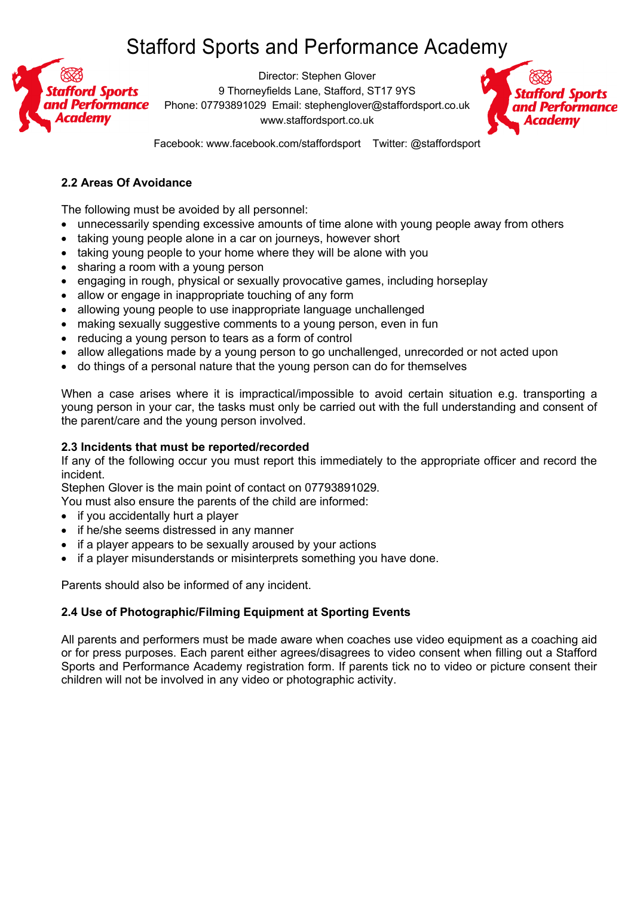## 2.2 Areas Of Avoidance

The following must be avoided by all personnel:

- unnecessarily spending excessive amounts of time alone with young people away from others
- taking young people alone in a car on journeys, however short
- taking young people to your home where they will be alone with you
- sharing a room with a young person
- engaging in rough, physical or sexually provocative games, including horseplay
- allow or engage in inappropriate touching of any form
- allowing young people to use inappropriate language unchallenged
- making sexually suggestive comments to a young person, even in fun
- reducing a young person to tears as a form of control
- allow allegations made by a young person to go unchallenged, unrecorded or not acted upon
- do things of a personal nature that the young person can do for themselves

When a case arises where it is impractical/impossible to avoid certain situation e.g. transporting a young person in your car, the tasks must only be carried out with the full understanding and consent of the parent/care and the young person involved.

## 2.3 Incidents that must be reported/recorded

If any of the following occur you must report this immediately to the appropriate officer and record the incident.
Stephen Glover is the main point of contact on 07793891029.
You must also ensure the parents of the child are informed:

- if you accidentally hurt a player
- if he/she seems distressed in any manner
- if a player appears to be sexually aroused by your actions
- if a player misunderstands or misinterprets something you have done.

Parents should also be informed of any incident.

## 2.4 Use of Photographic/Filming Equipment at Sporting Events

All parents and performers must be made aware when coaches use video equipment as a coaching aid or for press purposes. Each parent either agrees/disagrees to video consent when filling out a Stafford Sports and Performance Academy registration form. If parents tick no to video or picture consent their children will not be involved in any video or photographic activity.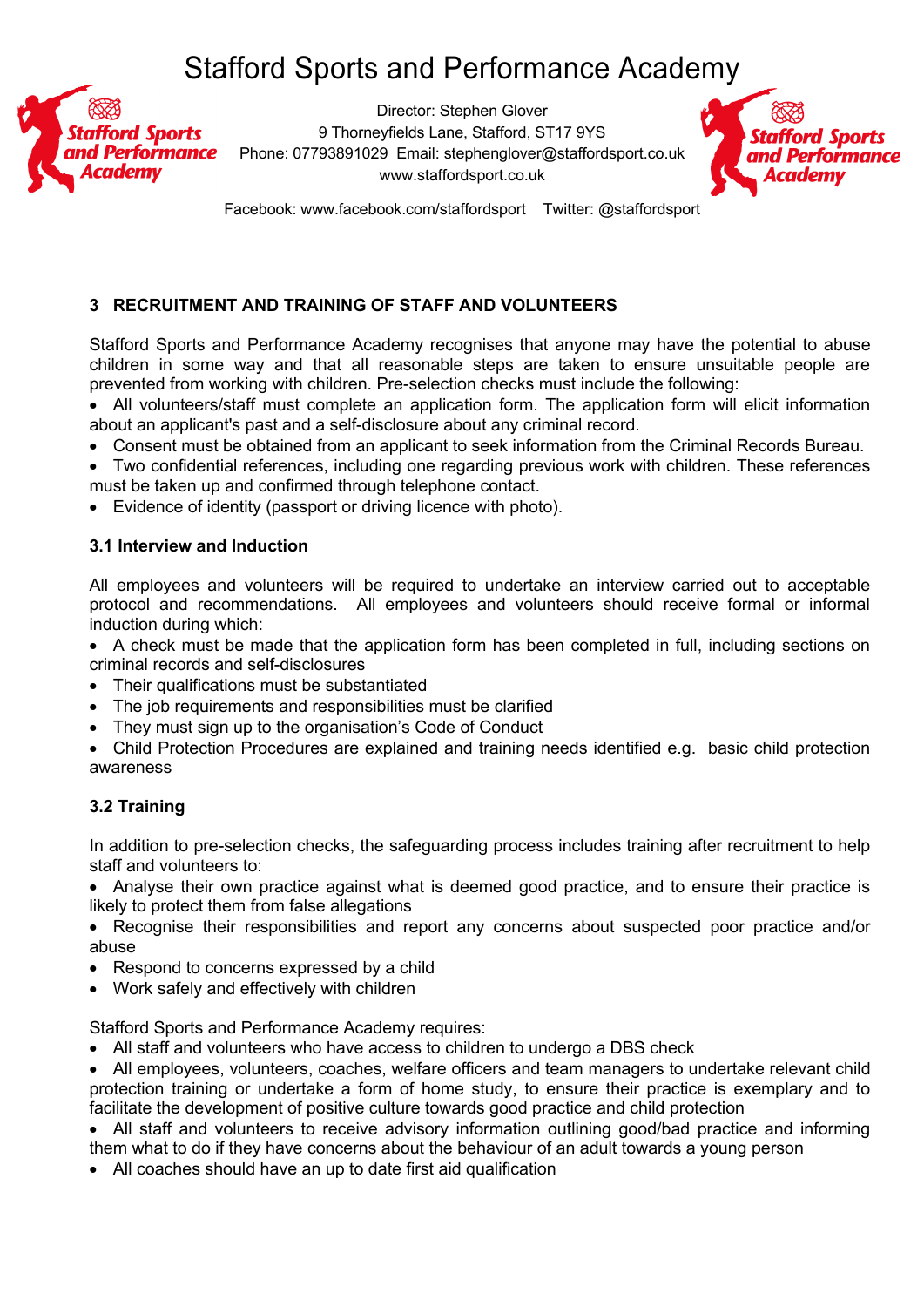# Stafford Sports and Performance Academy

Director: Stephen Glover
9 Thorneyfields Lane, Stafford, ST17 9YS
Phone: 07793891029 Email: stephenglover@staffordsport.co.uk
www.staffordsport.co.uk

Facebook: www.facebook.com/staffordsport Twitter: @staffordsport

## 3 RECRUITMENT AND TRAINING OF STAFF AND VOLUNTEERS

Stafford Sports and Performance Academy recognises that anyone may have the potential to abuse children in some way and that all reasonable steps are taken to ensure unsuitable people are prevented from working with children. Pre-selection checks must include the following:

- All volunteers/staff must complete an application form. The application form will elicit information about an applicant's past and a self-disclosure about any criminal record.
- Consent must be obtained from an applicant to seek information from the Criminal Records Bureau.
- Two confidential references, including one regarding previous work with children. These references must be taken up and confirmed through telephone contact.
- Evidence of identity (passport or driving licence with photo).

### 3.1 Interview and Induction

All employees and volunteers will be required to undertake an interview carried out to acceptable protocol and recommendations. All employees and volunteers should receive formal or informal induction during which:

- A check must be made that the application form has been completed in full, including sections on criminal records and self-disclosures
- Their qualifications must be substantiated
- The job requirements and responsibilities must be clarified
- They must sign up to the organisation's Code of Conduct
- Child Protection Procedures are explained and training needs identified e.g. basic child protection awareness

### 3.2 Training

In addition to pre-selection checks, the safeguarding process includes training after recruitment to help staff and volunteers to:

- Analyse their own practice against what is deemed good practice, and to ensure their practice is likely to protect them from false allegations
- Recognise their responsibilities and report any concerns about suspected poor practice and/or abuse
- Respond to concerns expressed by a child
- Work safely and effectively with children

Stafford Sports and Performance Academy requires:

- All staff and volunteers who have access to children to undergo a DBS check
- All employees, volunteers, coaches, welfare officers and team managers to undertake relevant child protection training or undertake a form of home study, to ensure their practice is exemplary and to facilitate the development of positive culture towards good practice and child protection
- All staff and volunteers to receive advisory information outlining good/bad practice and informing them what to do if they have concerns about the behaviour of an adult towards a young person
- All coaches should have an up to date first aid qualification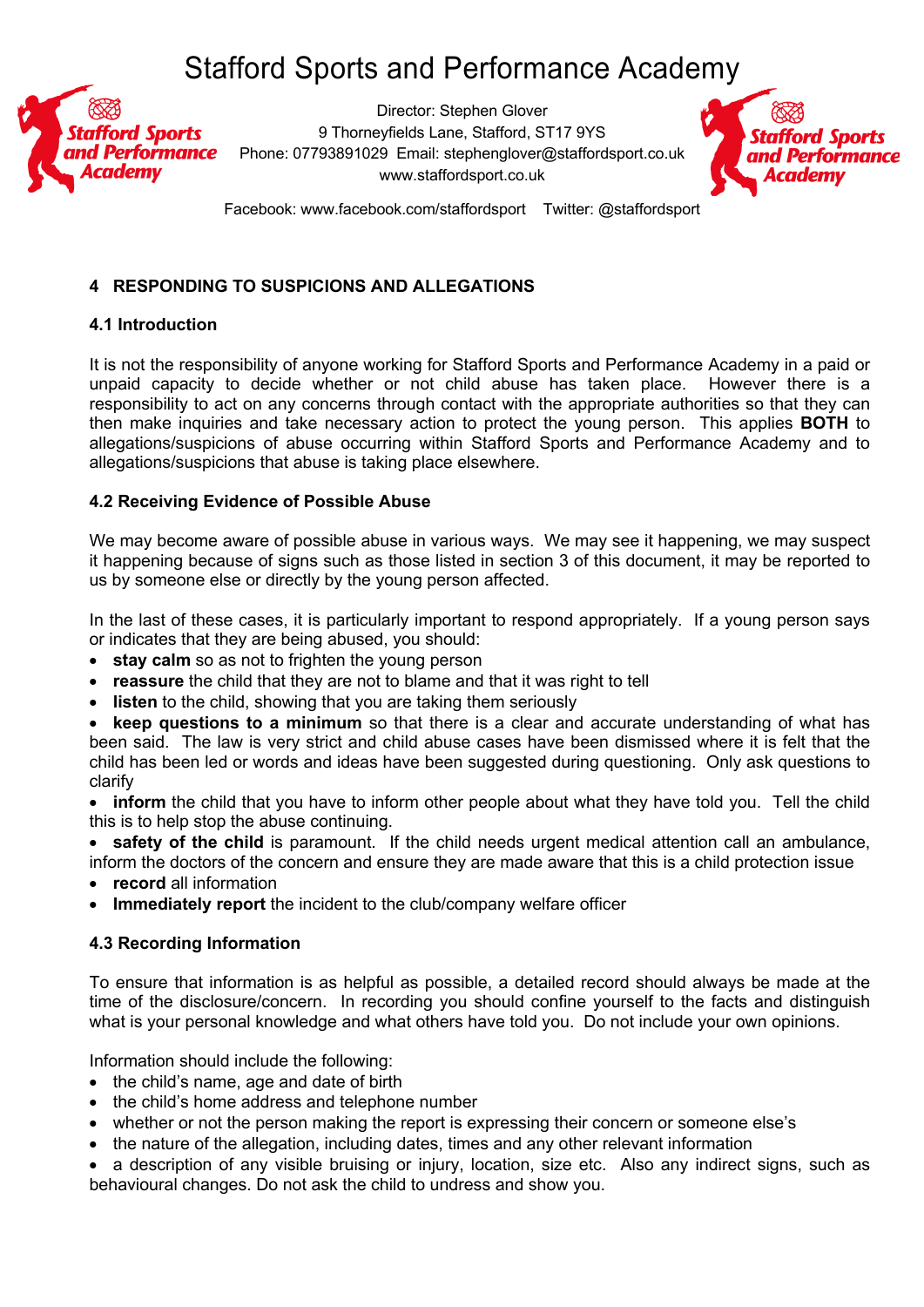# Stafford Sports and Performance Academy

Director: Stephen Glover
9 Thorneyfields Lane, Stafford, ST17 9YS
Phone: 07793891029 Email: stephenglover@staffordsport.co.uk
www.staffordsport.co.uk

Facebook: www.facebook.com/staffordsport Twitter: @staffordsport

## 4 RESPONDING TO SUSPICIONS AND ALLEGATIONS

### 4.1 Introduction

It is not the responsibility of anyone working for Stafford Sports and Performance Academy in a paid or unpaid capacity to decide whether or not child abuse has taken place. However there is a responsibility to act on any concerns through contact with the appropriate authorities so that they can then make inquiries and take necessary action to protect the young person. This applies **BOTH** to allegations/suspicions of abuse occurring within Stafford Sports and Performance Academy and to allegations/suspicions that abuse is taking place elsewhere.

### 4.2 Receiving Evidence of Possible Abuse

We may become aware of possible abuse in various ways. We may see it happening, we may suspect it happening because of signs such as those listed in section 3 of this document, it may be reported to us by someone else or directly by the young person affected.

In the last of these cases, it is particularly important to respond appropriately. If a young person says or indicates that they are being abused, you should:

- **stay calm** so as not to frighten the young person
- **reassure** the child that they are not to blame and that it was right to tell
- **listen** to the child, showing that you are taking them seriously
- **keep questions to a minimum** so that there is a clear and accurate understanding of what has been said. The law is very strict and child abuse cases have been dismissed where it is felt that the child has been led or words and ideas have been suggested during questioning. Only ask questions to clarify
- **inform** the child that you have to inform other people about what they have told you. Tell the child this is to help stop the abuse continuing.
- **safety of the child** is paramount. If the child needs urgent medical attention call an ambulance, inform the doctors of the concern and ensure they are made aware that this is a child protection issue
- **record** all information
- **Immediately report** the incident to the club/company welfare officer

### 4.3 Recording Information

To ensure that information is as helpful as possible, a detailed record should always be made at the time of the disclosure/concern. In recording you should confine yourself to the facts and distinguish what is your personal knowledge and what others have told you. Do not include your own opinions.

Information should include the following:

- the child's name, age and date of birth
- the child's home address and telephone number
- whether or not the person making the report is expressing their concern or someone else's
- the nature of the allegation, including dates, times and any other relevant information
- a description of any visible bruising or injury, location, size etc. Also any indirect signs, such as behavioural changes. Do not ask the child to undress and show you.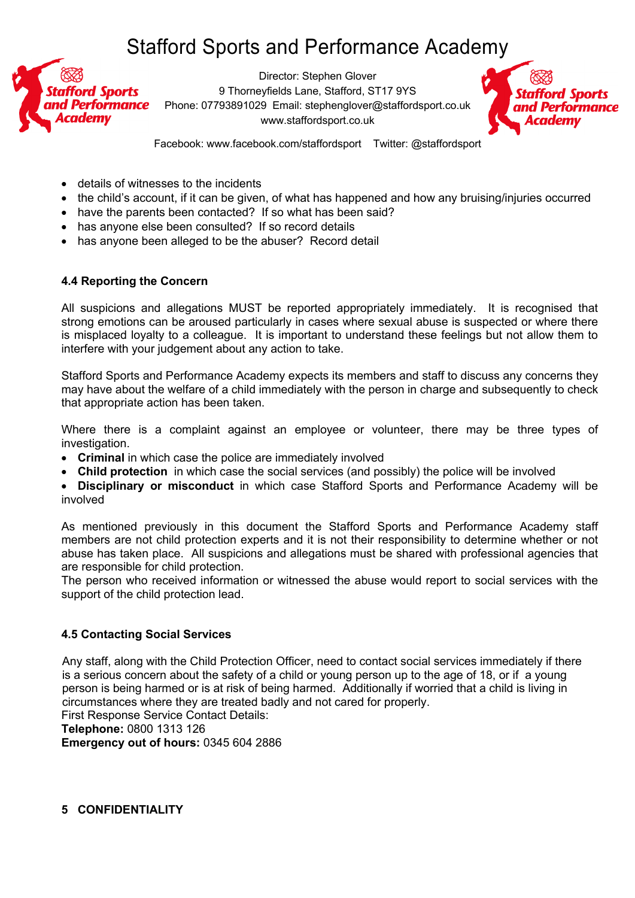- details of witnesses to the incidents
- the child's account, if it can be given, of what has happened and how any bruising/injuries occurred
- have the parents been contacted? If so what has been said?
- has anyone else been consulted? If so record details
- has anyone been alleged to be the abuser? Record detail

### 4.4 Reporting the Concern

All suspicions and allegations MUST be reported appropriately immediately. It is recognised that strong emotions can be aroused particularly in cases where sexual abuse is suspected or where there is misplaced loyalty to a colleague. It is important to understand these feelings but not allow them to interfere with your judgement about any action to take.

Stafford Sports and Performance Academy expects its members and staff to discuss any concerns they may have about the welfare of a child immediately with the person in charge and subsequently to check that appropriate action has been taken.

Where there is a complaint against an employee or volunteer, there may be three types of investigation.

- **Criminal** in which case the police are immediately involved
- **Child protection** in which case the social services (and possibly) the police will be involved
- **Disciplinary or misconduct** in which case Stafford Sports and Performance Academy will be involved

As mentioned previously in this document the Stafford Sports and Performance Academy staff members are not child protection experts and it is not their responsibility to determine whether or not abuse has taken place. All suspicions and allegations must be shared with professional agencies that are responsible for child protection.
The person who received information or witnessed the abuse would report to social services with the support of the child protection lead.

### 4.5 Contacting Social Services

Any staff, along with the Child Protection Officer, need to contact social services immediately if there is a serious concern about the safety of a child or young person up to the age of 18, or if a young person is being harmed or is at risk of being harmed. Additionally if worried that a child is living in circumstances where they are treated badly and not cared for properly.
First Response Service Contact Details:
**Telephone:** 0800 1313 126
**Emergency out of hours:** 0345 604 2886

## 5 CONFIDENTIALITY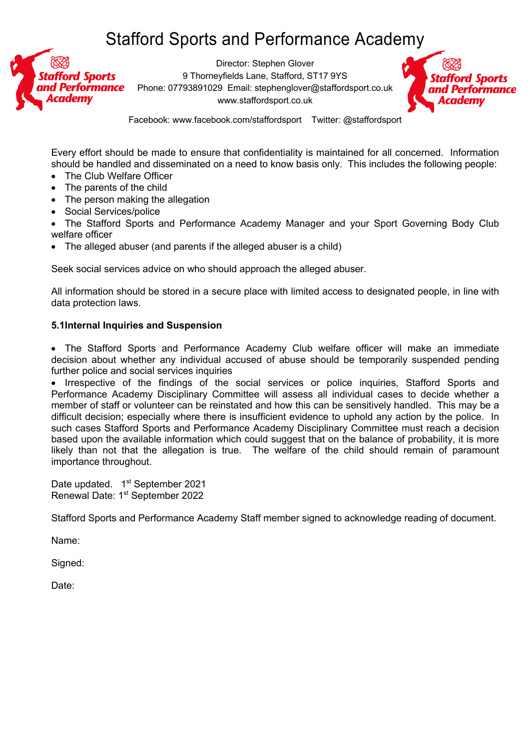Every effort should be made to ensure that confidentiality is maintained for all concerned. Information should be handled and disseminated on a need to know basis only. This includes the following people:

- The Club Welfare Officer
- The parents of the child
- The person making the allegation
- Social Services/police
- The Stafford Sports and Performance Academy Manager and your Sport Governing Body Club welfare officer
- The alleged abuser (and parents if the alleged abuser is a child)

Seek social services advice on who should approach the alleged abuser.

All information should be stored in a secure place with limited access to designated people, in line with data protection laws.

**5.1Internal Inquiries and Suspension**

- The Stafford Sports and Performance Academy Club welfare officer will make an immediate decision about whether any individual accused of abuse should be temporarily suspended pending further police and social services inquiries
- Irrespective of the findings of the social services or police inquiries, Stafford Sports and Performance Academy Disciplinary Committee will assess all individual cases to decide whether a member of staff or volunteer can be reinstated and how this can be sensitively handled. This may be a difficult decision; especially where there is insufficient evidence to uphold any action by the police. In such cases Stafford Sports and Performance Academy Disciplinary Committee must reach a decision based upon the available information which could suggest that on the balance of probability, it is more likely than not that the allegation is true. The welfare of the child should remain of paramount importance throughout.

Date updated. 1st September 2021
Renewal Date: 1st September 2022

Stafford Sports and Performance Academy Staff member signed to acknowledge reading of document.

Name:

Signed:

Date: